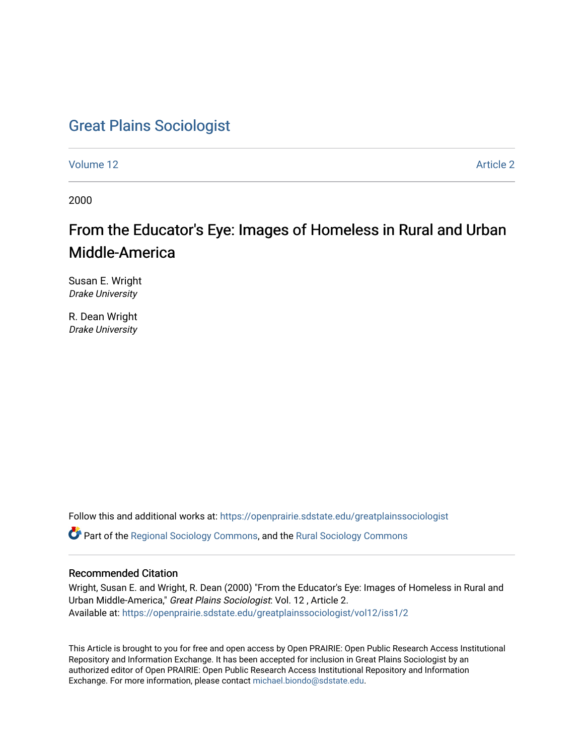# Great Plains Sociologist

Volume 12 | Article 2

2000

## From the Educator's Eye: Images of Homeless in Rural and Urban Middle-America

Susan E. Wright
*Drake University*

R. Dean Wright
*Drake University*

Follow this and additional works at: https://openprairie.sdstate.edu/greatplainssociologist

Part of the Regional Sociology Commons, and the Rural Sociology Commons

### Recommended Citation

Wright, Susan E. and Wright, R. Dean (2000) "From the Educator's Eye: Images of Homeless in Rural and Urban Middle-America," *Great Plains Sociologist*: Vol. 12 , Article 2.
Available at: https://openprairie.sdstate.edu/greatplainssociologist/vol12/iss1/2

This Article is brought to you for free and open access by Open PRAIRIE: Open Public Research Access Institutional Repository and Information Exchange. It has been accepted for inclusion in Great Plains Sociologist by an authorized editor of Open PRAIRIE: Open Public Research Access Institutional Repository and Information Exchange. For more information, please contact michael.biondo@sdstate.edu.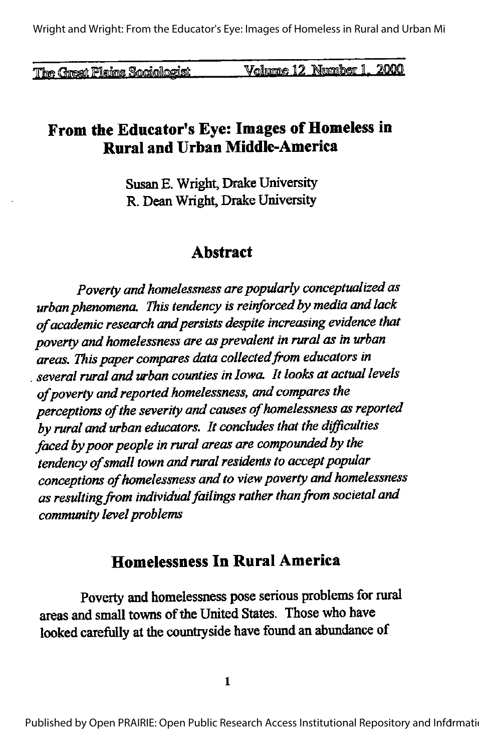# From the Educator's Eye: Images of Homeless in Rural and Urban Middle-America

Susan E. Wright, Drake University
R. Dean Wright, Drake University

## Abstract

*Poverty and homelessness are popularly conceptualized as urban phenomena. This tendency is reinforced by media and lack of academic research and persists despite increasing evidence that poverty and homelessness are as prevalent in rural as in urban areas. This paper compares data collected from educators in several rural and urban counties in Iowa. It looks at actual levels of poverty and reported homelessness, and compares the perceptions of the severity and causes of homelessness as reported by rural and urban educators. It concludes that the difficulties faced by poor people in rural areas are compounded by the tendency of small town and rural residents to accept popular conceptions of homelessness and to view poverty and homelessness as resulting from individual failings rather than from societal and community level problems*

## Homelessness In Rural America

Poverty and homelessness pose serious problems for rural areas and small towns of the United States. Those who have looked carefully at the countryside have found an abundance of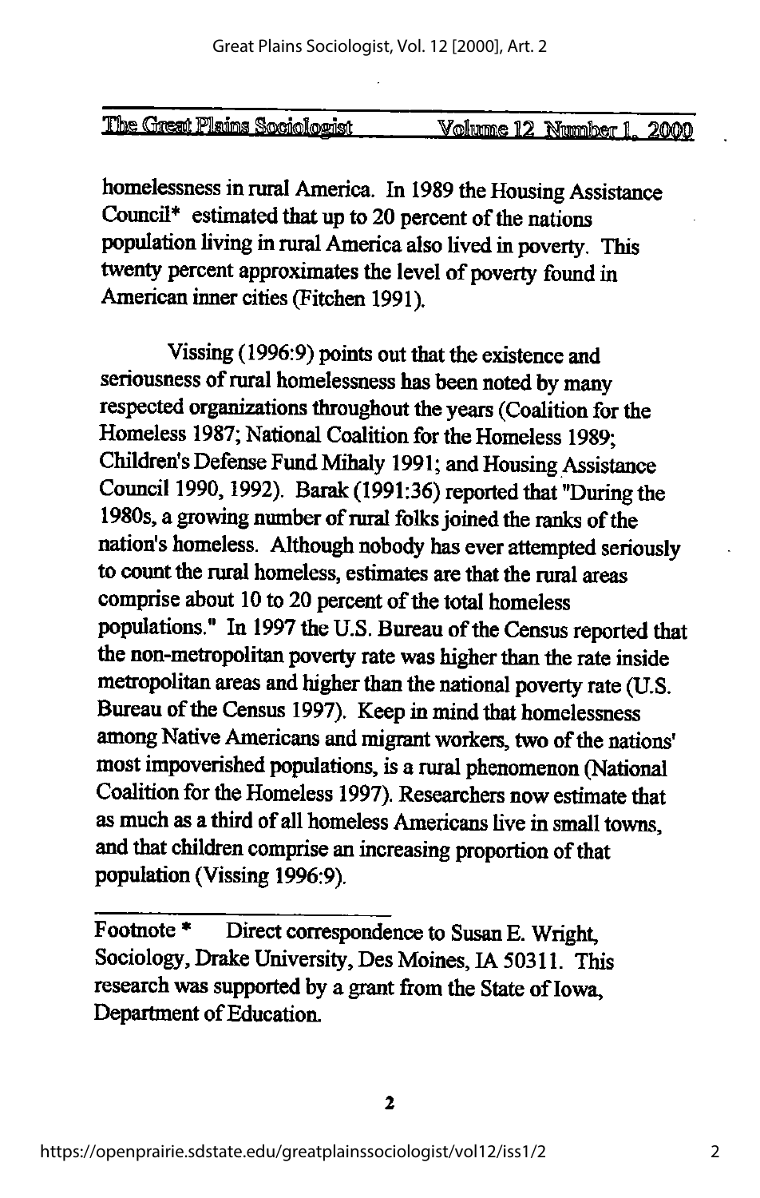homelessness in rural America. In 1989 the Housing Assistance Council* estimated that up to 20 percent of the nations population living in rural America also lived in poverty. This twenty percent approximates the level of poverty found in American inner cities (Fitchen 1991).

Vissing (1996:9) points out that the existence and seriousness of rural homelessness has been noted by many respected organizations throughout the years (Coalition for the Homeless 1987; National Coalition for the Homeless 1989; Children's Defense Fund Mihaly 1991; and Housing Assistance Council 1990, 1992). Barak (1991:36) reported that "During the 1980s, a growing number of rural folks joined the ranks of the nation's homeless. Although nobody has ever attempted seriously to count the rural homeless, estimates are that the rural areas comprise about 10 to 20 percent of the total homeless populations." In 1997 the U.S. Bureau of the Census reported that the non-metropolitan poverty rate was higher than the rate inside metropolitan areas and higher than the national poverty rate (U.S. Bureau of the Census 1997). Keep in mind that homelessness among Native Americans and migrant workers, two of the nations' most impoverished populations, is a rural phenomenon (National Coalition for the Homeless 1997). Researchers now estimate that as much as a third of all homeless Americans live in small towns, and that children comprise an increasing proportion of that population (Vissing 1996:9).

---

Footnote * Direct correspondence to Susan E. Wright, Sociology, Drake University, Des Moines, IA 50311. This research was supported by a grant from the State of Iowa, Department of Education.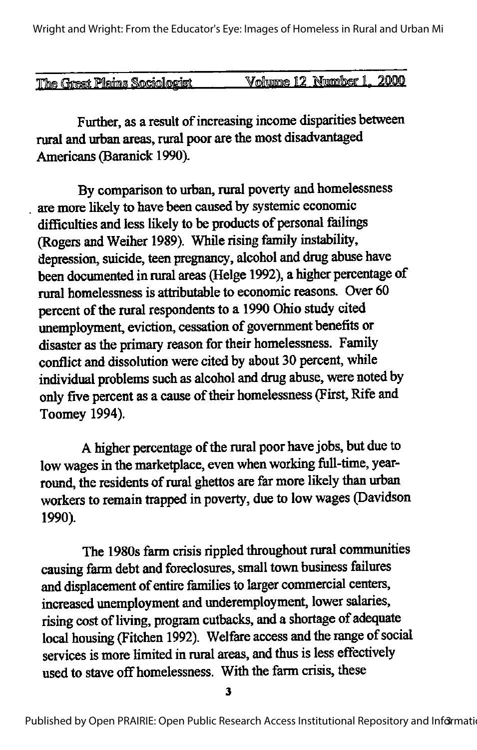Further, as a result of increasing income disparities between rural and urban areas, rural poor are the most disadvantaged Americans (Baranick 1990).

By comparison to urban, rural poverty and homelessness are more likely to have been caused by systemic economic difficulties and less likely to be products of personal failings (Rogers and Weiher 1989). While rising family instability, depression, suicide, teen pregnancy, alcohol and drug abuse have been documented in rural areas (Helge 1992), a higher percentage of rural homelessness is attributable to economic reasons. Over 60 percent of the rural respondents to a 1990 Ohio study cited unemployment, eviction, cessation of government benefits or disaster as the primary reason for their homelessness. Family conflict and dissolution were cited by about 30 percent, while individual problems such as alcohol and drug abuse, were noted by only five percent as a cause of their homelessness (First, Rife and Toomey 1994).

A higher percentage of the rural poor have jobs, but due to low wages in the marketplace, even when working full-time, year-round, the residents of rural ghettos are far more likely than urban workers to remain trapped in poverty, due to low wages (Davidson 1990).

The 1980s farm crisis rippled throughout rural communities causing farm debt and foreclosures, small town business failures and displacement of entire families to larger commercial centers, increased unemployment and underemployment, lower salaries, rising cost of living, program cutbacks, and a shortage of adequate local housing (Fitchen 1992). Welfare access and the range of social services is more limited in rural areas, and thus is less effectively used to stave off homelessness. With the farm crisis, these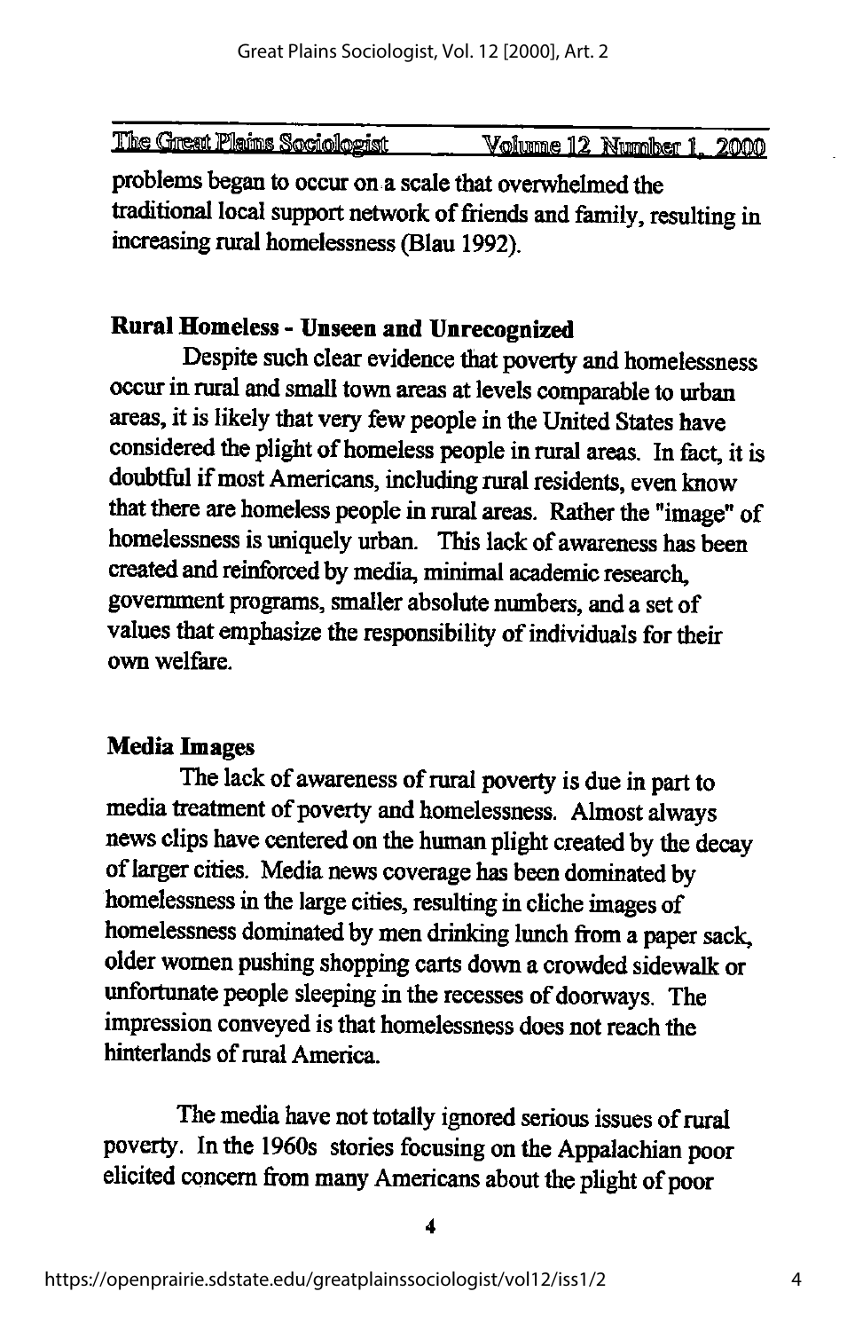problems began to occur on a scale that overwhelmed the traditional local support network of friends and family, resulting in increasing rural homelessness (Blau 1992).

## Rural Homeless - Unseen and Unrecognized

Despite such clear evidence that poverty and homelessness occur in rural and small town areas at levels comparable to urban areas, it is likely that very few people in the United States have considered the plight of homeless people in rural areas. In fact, it is doubtful if most Americans, including rural residents, even know that there are homeless people in rural areas. Rather the "image" of homelessness is uniquely urban. This lack of awareness has been created and reinforced by media, minimal academic research, government programs, smaller absolute numbers, and a set of values that emphasize the responsibility of individuals for their own welfare.

## Media Images

The lack of awareness of rural poverty is due in part to media treatment of poverty and homelessness. Almost always news clips have centered on the human plight created by the decay of larger cities. Media news coverage has been dominated by homelessness in the large cities, resulting in cliche images of homelessness dominated by men drinking lunch from a paper sack, older women pushing shopping carts down a crowded sidewalk or unfortunate people sleeping in the recesses of doorways. The impression conveyed is that homelessness does not reach the hinterlands of rural America.

The media have not totally ignored serious issues of rural poverty. In the 1960s stories focusing on the Appalachian poor elicited concern from many Americans about the plight of poor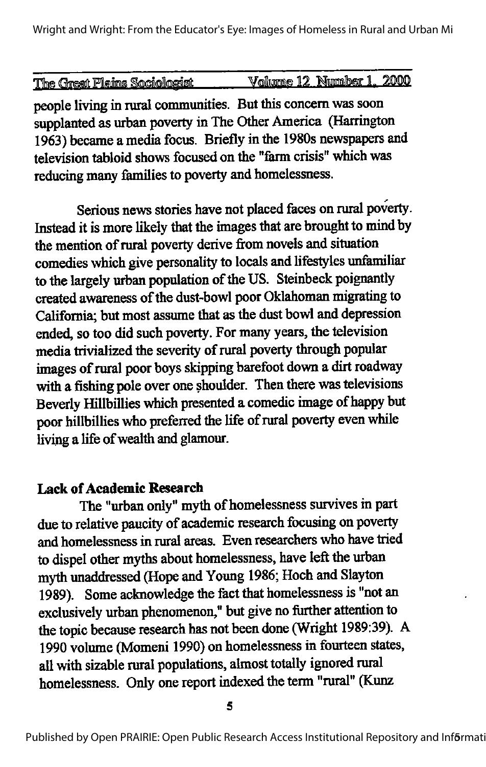people living in rural communities. But this concern was soon supplanted as urban poverty in The Other America (Harrington 1963) became a media focus. Briefly in the 1980s newspapers and television tabloid shows focused on the "farm crisis" which was reducing many families to poverty and homelessness.

Serious news stories have not placed faces on rural poverty. Instead it is more likely that the images that are brought to mind by the mention of rural poverty derive from novels and situation comedies which give personality to locals and lifestyles unfamiliar to the largely urban population of the US. Steinbeck poignantly created awareness of the dust-bowl poor Oklahoman migrating to California; but most assume that as the dust bowl and depression ended, so too did such poverty. For many years, the television media trivialized the severity of rural poverty through popular images of rural poor boys skipping barefoot down a dirt roadway with a fishing pole over one shoulder. Then there was televisions Beverly Hillbillies which presented a comedic image of happy but poor hillbillies who preferred the life of rural poverty even while living a life of wealth and glamour.

**Lack of Academic Research**

The "urban only" myth of homelessness survives in part due to relative paucity of academic research focusing on poverty and homelessness in rural areas. Even researchers who have tried to dispel other myths about homelessness, have left the urban myth unaddressed (Hope and Young 1986; Hoch and Slayton 1989). Some acknowledge the fact that homelessness is "not an exclusively urban phenomenon," but give no further attention to the topic because research has not been done (Wright 1989:39). A 1990 volume (Momeni 1990) on homelessness in fourteen states, all with sizable rural populations, almost totally ignored rural homelessness. Only one report indexed the term "rural" (Kunz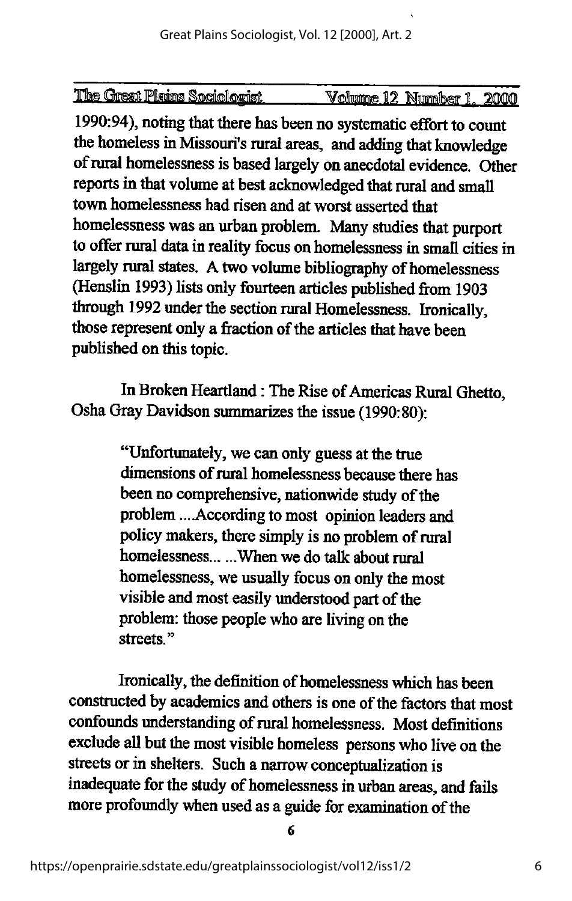1990:94), noting that there has been no systematic effort to count the homeless in Missouri's rural areas, and adding that knowledge of rural homelessness is based largely on anecdotal evidence. Other reports in that volume at best acknowledged that rural and small town homelessness had risen and at worst asserted that homelessness was an urban problem. Many studies that purport to offer rural data in reality focus on homelessness in small cities in largely rural states. A two volume bibliography of homelessness (Henslin 1993) lists only fourteen articles published from 1903 through 1992 under the section rural Homelessness. Ironically, those represent only a fraction of the articles that have been published on this topic.

In Broken Heartland : The Rise of Americas Rural Ghetto, Osha Gray Davidson summarizes the issue (1990:80):

> "Unfortunately, we can only guess at the true dimensions of rural homelessness because there has been no comprehensive, nationwide study of the problem ....According to most opinion leaders and policy makers, there simply is no problem of rural homelessness... ...When we do talk about rural homelessness, we usually focus on only the most visible and most easily understood part of the problem: those people who are living on the streets."

Ironically, the definition of homelessness which has been constructed by academics and others is one of the factors that most confounds understanding of rural homelessness. Most definitions exclude all but the most visible homeless persons who live on the streets or in shelters. Such a narrow conceptualization is inadequate for the study of homelessness in urban areas, and fails more profoundly when used as a guide for examination of the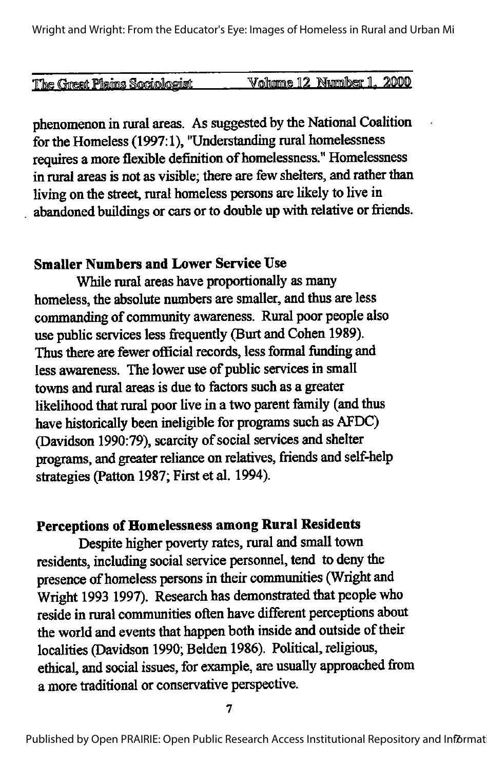phenomenon in rural areas. As suggested by the National Coalition for the Homeless (1997:1), "Understanding rural homelessness requires a more flexible definition of homelessness." Homelessness in rural areas is not as visible; there are few shelters, and rather than living on the street, rural homeless persons are likely to live in abandoned buildings or cars or to double up with relative or friends.

## Smaller Numbers and Lower Service Use

While rural areas have proportionally as many homeless, the absolute numbers are smaller, and thus are less commanding of community awareness. Rural poor people also use public services less frequently (Burt and Cohen 1989). Thus there are fewer official records, less formal funding and less awareness. The lower use of public services in small towns and rural areas is due to factors such as a greater likelihood that rural poor live in a two parent family (and thus have historically been ineligible for programs such as AFDC) (Davidson 1990:79), scarcity of social services and shelter programs, and greater reliance on relatives, friends and self-help strategies (Patton 1987; First et al. 1994).

## Perceptions of Homelessness among Rural Residents

Despite higher poverty rates, rural and small town residents, including social service personnel, tend to deny the presence of homeless persons in their communities (Wright and Wright 1993 1997). Research has demonstrated that people who reside in rural communities often have different perceptions about the world and events that happen both inside and outside of their localities (Davidson 1990; Belden 1986). Political, religious, ethical, and social issues, for example, are usually approached from a more traditional or conservative perspective.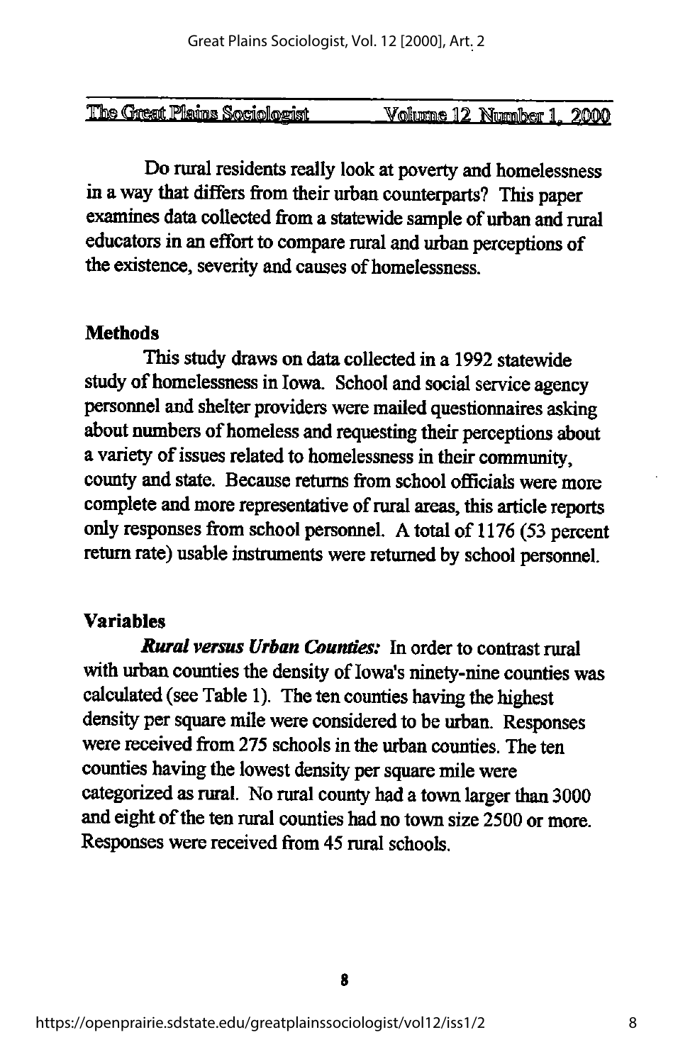Do rural residents really look at poverty and homelessness in a way that differs from their urban counterparts? This paper examines data collected from a statewide sample of urban and rural educators in an effort to compare rural and urban perceptions of the existence, severity and causes of homelessness.

## Methods

This study draws on data collected in a 1992 statewide study of homelessness in Iowa. School and social service agency personnel and shelter providers were mailed questionnaires asking about numbers of homeless and requesting their perceptions about a variety of issues related to homelessness in their community, county and state. Because returns from school officials were more complete and more representative of rural areas, this article reports only responses from school personnel. A total of 1176 (53 percent return rate) usable instruments were returned by school personnel.

## Variables

***Rural versus Urban Counties:*** In order to contrast rural with urban counties the density of Iowa's ninety-nine counties was calculated (see Table 1). The ten counties having the highest density per square mile were considered to be urban. Responses were received from 275 schools in the urban counties. The ten counties having the lowest density per square mile were categorized as rural. No rural county had a town larger than 3000 and eight of the ten rural counties had no town size 2500 or more. Responses were received from 45 rural schools.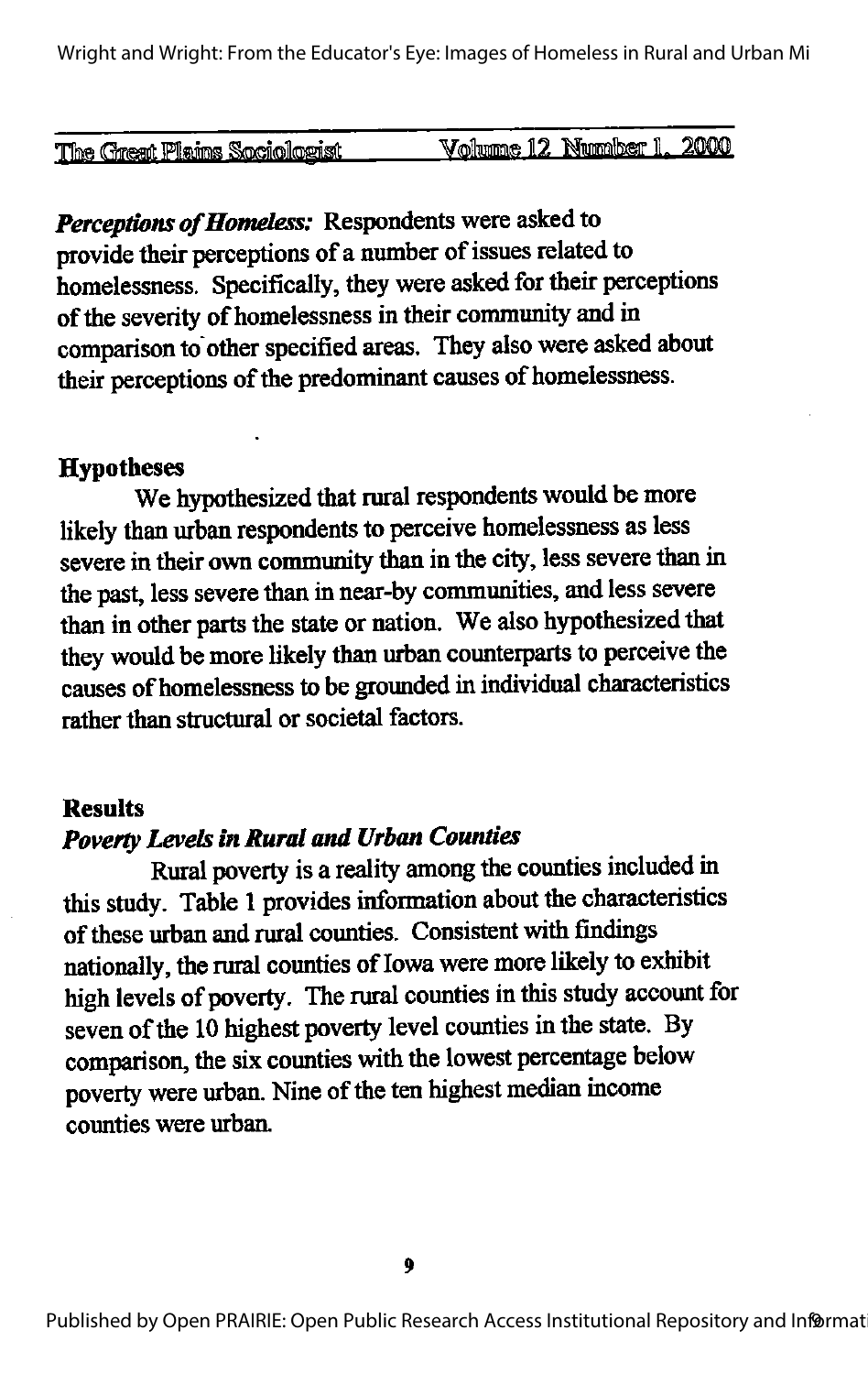***Perceptions of Homeless:*** Respondents were asked to provide their perceptions of a number of issues related to homelessness. Specifically, they were asked for their perceptions of the severity of homelessness in their community and in comparison to other specified areas. They also were asked about their perceptions of the predominant causes of homelessness.

## Hypotheses

We hypothesized that rural respondents would be more likely than urban respondents to perceive homelessness as less severe in their own community than in the city, less severe than in the past, less severe than in near-by communities, and less severe than in other parts the state or nation. We also hypothesized that they would be more likely than urban counterparts to perceive the causes of homelessness to be grounded in individual characteristics rather than structural or societal factors.

## Results

### *Poverty Levels in Rural and Urban Counties*

Rural poverty is a reality among the counties included in this study. Table 1 provides information about the characteristics of these urban and rural counties. Consistent with findings nationally, the rural counties of Iowa were more likely to exhibit high levels of poverty. The rural counties in this study account for seven of the 10 highest poverty level counties in the state. By comparison, the six counties with the lowest percentage below poverty were urban. Nine of the ten highest median income counties were urban.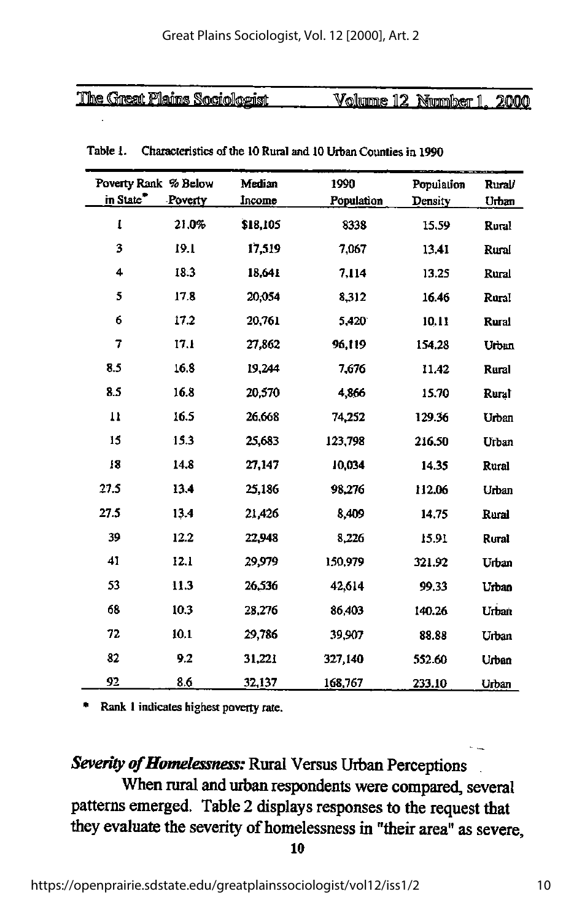Table 1. Characteristics of the 10 Rural and 10 Urban Counties in 1990

| Poverty Rank in State* | % Below Poverty | Median Income | 1990 Population | Population Density | Rural/ Urban |
|---|---|---|---|---|---|
| 1 | 21.0% | $18,105 | 8338 | 15.59 | Rural |
| 3 | 19.1 | 17,519 | 7,067 | 13.41 | Rural |
| 4 | 18.3 | 18,641 | 7,114 | 13.25 | Rural |
| 5 | 17.8 | 20,054 | 8,312 | 16.46 | Rural |
| 6 | 17.2 | 20,761 | 5,420 | 10.11 | Rural |
| 7 | 17.1 | 27,862 | 96,119 | 154.28 | Urban |
| 8.5 | 16.8 | 19,244 | 7,676 | 11.42 | Rural |
| 8.5 | 16.8 | 20,570 | 4,866 | 15.70 | Rural |
| 11 | 16.5 | 26,668 | 74,252 | 129.36 | Urban |
| 15 | 15.3 | 25,683 | 123,798 | 216.50 | Urban |
| 18 | 14.8 | 27,147 | 10,034 | 14.35 | Rural |
| 27.5 | 13.4 | 25,186 | 98,276 | 112.06 | Urban |
| 27.5 | 13.4 | 21,426 | 8,409 | 14.75 | Rural |
| 39 | 12.2 | 22,948 | 8,226 | 15.91 | Rural |
| 41 | 12.1 | 29,979 | 150,979 | 321.92 | Urban |
| 53 | 11.3 | 26,536 | 42,614 | 99.33 | Urban |
| 68 | 10.3 | 28,276 | 86,403 | 140.26 | Urban |
| 72 | 10.1 | 29,786 | 39,907 | 88.88 | Urban |
| 82 | 9.2 | 31,221 | 327,140 | 552.60 | Urban |
| 92 | 8.6 | 32,137 | 168,767 | 233.10 | Urban |

\* Rank 1 indicates highest poverty rate.

***Severity of Homelessness:*** Rural Versus Urban Perceptions

When rural and urban respondents were compared, several patterns emerged. Table 2 displays responses to the request that they evaluate the severity of homelessness in "their area" as severe,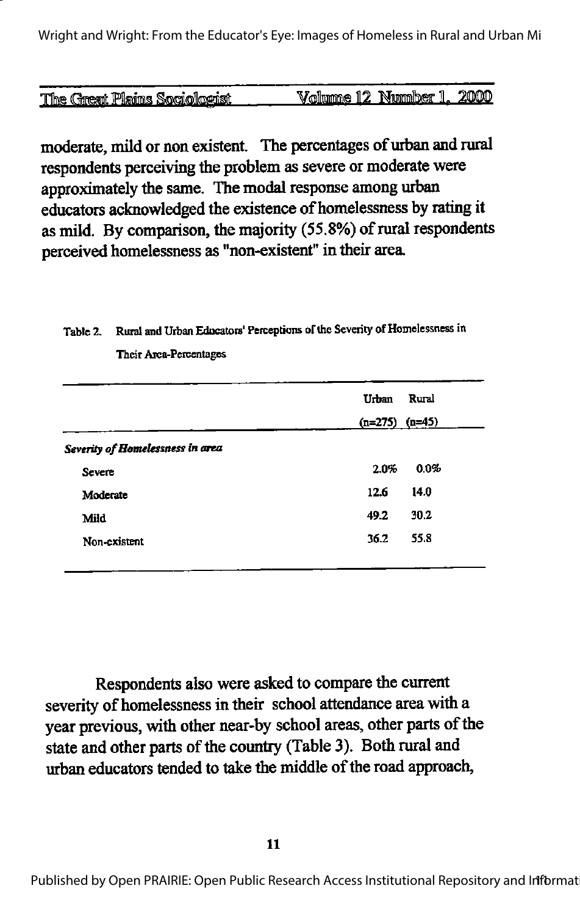moderate, mild or non existent. The percentages of urban and rural respondents perceiving the problem as severe or moderate were approximately the same. The modal response among urban educators acknowledged the existence of homelessness by rating it as mild. By comparison, the majority (55.8%) of rural respondents perceived homelessness as "non-existent" in their area.

Table 2. Rural and Urban Educators' Perceptions of the Severity of Homelessness in Their Area-Percentages

| | Urban (n=275) | Rural (n=45) |
|---|---|---|
| *Severity of Homelessness in area* | | |
| Severe | 2.0% | 0.0% |
| Moderate | 12.6 | 14.0 |
| Mild | 49.2 | 30.2 |
| Non-existent | 36.2 | 55.8 |

Respondents also were asked to compare the current severity of homelessness in their school attendance area with a year previous, with other near-by school areas, other parts of the state and other parts of the country (Table 3). Both rural and urban educators tended to take the middle of the road approach,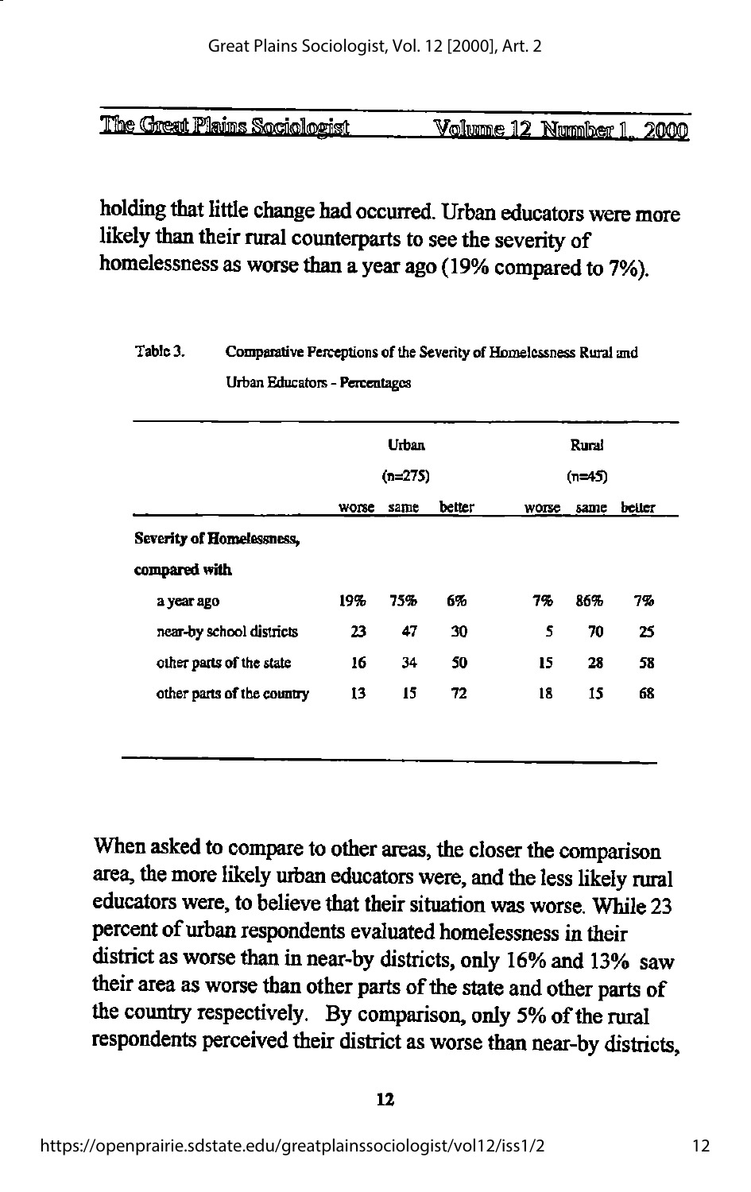holding that little change had occurred. Urban educators were more likely than their rural counterparts to see the severity of homelessness as worse than a year ago (19% compared to 7%).

Table 3. Comparative Perceptions of the Severity of Homelessness Rural and Urban Educators - Percentages

| | Urban (n=275) | | | Rural (n=45) | | |
|---|---|---|---|---|---|---|
| | worse | same | better | worse | same | better |
| **Severity of Homelessness, compared with** | | | | | | |
| a year ago | 19% | 75% | 6% | 7% | 86% | 7% |
| near-by school districts | 23 | 47 | 30 | 5 | 70 | 25 |
| other parts of the state | 16 | 34 | 50 | 15 | 28 | 58 |
| other parts of the country | 13 | 15 | 72 | 18 | 15 | 68 |

When asked to compare to other areas, the closer the comparison area, the more likely urban educators were, and the less likely rural educators were, to believe that their situation was worse. While 23 percent of urban respondents evaluated homelessness in their district as worse than in near-by districts, only 16% and 13% saw their area as worse than other parts of the state and other parts of the country respectively. By comparison, only 5% of the rural respondents perceived their district as worse than near-by districts,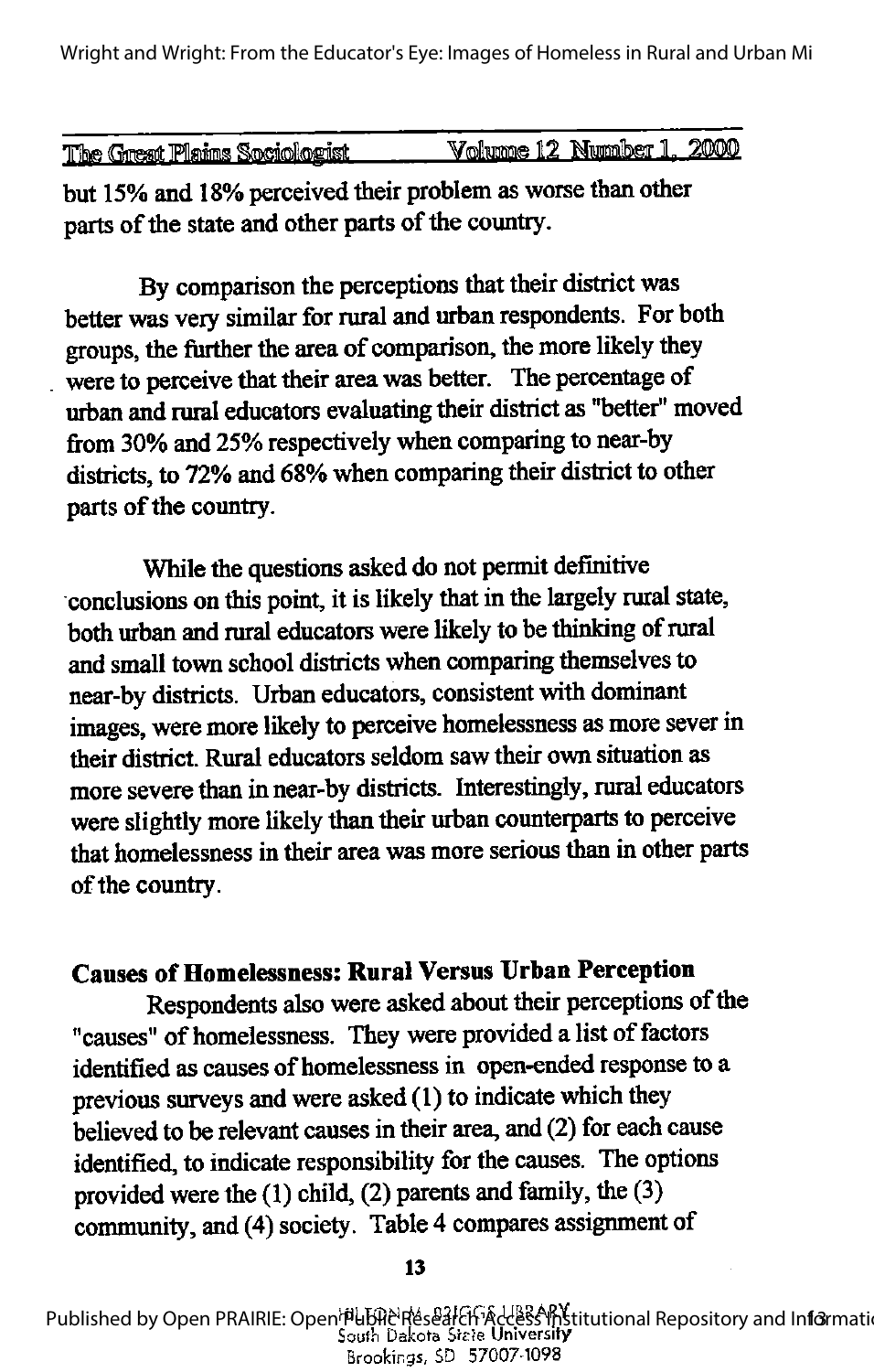but 15% and 18% perceived their problem as worse than other parts of the state and other parts of the country.

By comparison the perceptions that their district was better was very similar for rural and urban respondents. For both groups, the further the area of comparison, the more likely they were to perceive that their area was better. The percentage of urban and rural educators evaluating their district as "better" moved from 30% and 25% respectively when comparing to near-by districts, to 72% and 68% when comparing their district to other parts of the country.

While the questions asked do not permit definitive conclusions on this point, it is likely that in the largely rural state, both urban and rural educators were likely to be thinking of rural and small town school districts when comparing themselves to near-by districts. Urban educators, consistent with dominant images, were more likely to perceive homelessness as more sever in their district. Rural educators seldom saw their own situation as more severe than in near-by districts. Interestingly, rural educators were slightly more likely than their urban counterparts to perceive that homelessness in their area was more serious than in other parts of the country.

## Causes of Homelessness: Rural Versus Urban Perception

Respondents also were asked about their perceptions of the "causes" of homelessness. They were provided a list of factors identified as causes of homelessness in open-ended response to a previous surveys and were asked (1) to indicate which they believed to be relevant causes in their area, and (2) for each cause identified, to indicate responsibility for the causes. The options provided were the (1) child, (2) parents and family, the (3) community, and (4) society. Table 4 compares assignment of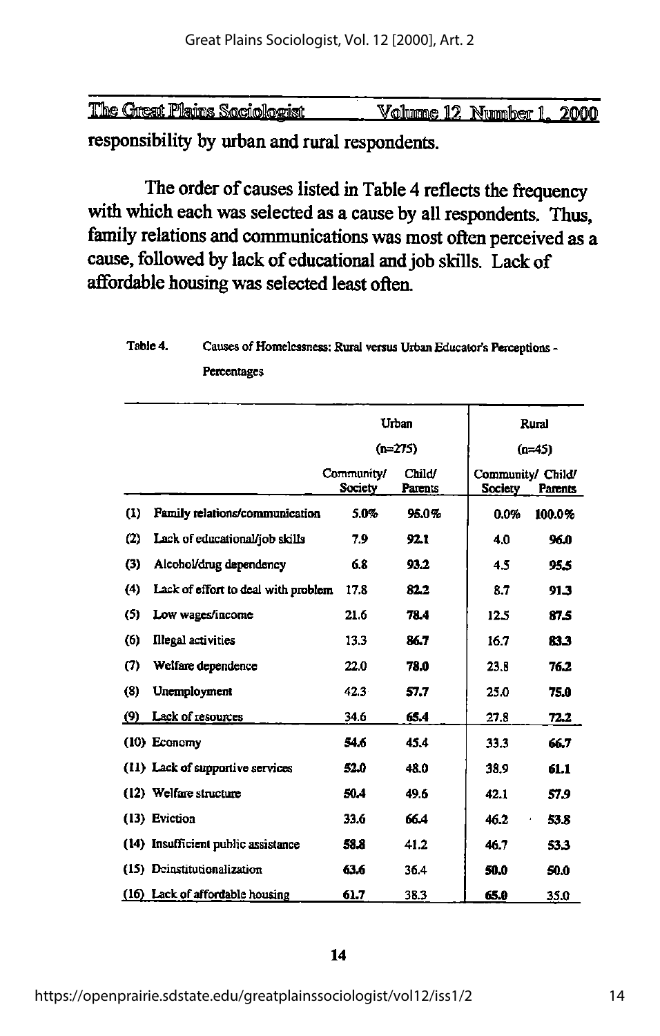responsibility by urban and rural respondents.

The order of causes listed in Table 4 reflects the frequency with which each was selected as a cause by all respondents. Thus, family relations and communications was most often perceived as a cause, followed by lack of educational and job skills. Lack of affordable housing was selected least often.

Table 4. Causes of Homelessness: Rural versus Urban Educator's Perceptions - Percentages

| | Urban (n=275) | | Rural (n=45) | |
|---|---|---|---|---|
| | Community/ Society | Child/ Parents | Community/ Society | Child/ Parents |
| (1) Family relations/communication | 5.0% | **95.0%** | 0.0% | **100.0%** |
| (2) Lack of educational/job skills | 7.9 | **92.1** | 4.0 | **96.0** |
| (3) Alcohol/drug dependency | 6.8 | **93.2** | 4.5 | **95.5** |
| (4) Lack of effort to deal with problem | 17.8 | **82.2** | 8.7 | **91.3** |
| (5) Low wages/income | 21.6 | **78.4** | 12.5 | **87.5** |
| (6) Illegal activities | 13.3 | **86.7** | 16.7 | **83.3** |
| (7) Welfare dependence | 22.0 | **78.0** | 23.8 | **76.2** |
| (8) Unemployment | 42.3 | **57.7** | 25.0 | **75.0** |
| (9) Lack of resources | 34.6 | **65.4** | 27.8 | **72.2** |
| (10) Economy | **54.6** | 45.4 | 33.3 | **66.7** |
| (11) Lack of supportive services | **52.0** | 48.0 | 38.9 | **61.1** |
| (12) Welfare structure | **50.4** | 49.6 | 42.1 | **57.9** |
| (13) Eviction | 33.6 | **66.4** | 46.2 | **53.8** |
| (14) Insufficient public assistance | **58.8** | 41.2 | 46.7 | **53.3** |
| (15) Deinstitutionalization | **63.6** | 36.4 | **50.0** | **50.0** |
| (16) Lack of affordable housing | **61.7** | 38.3 | **65.0** | 35.0 |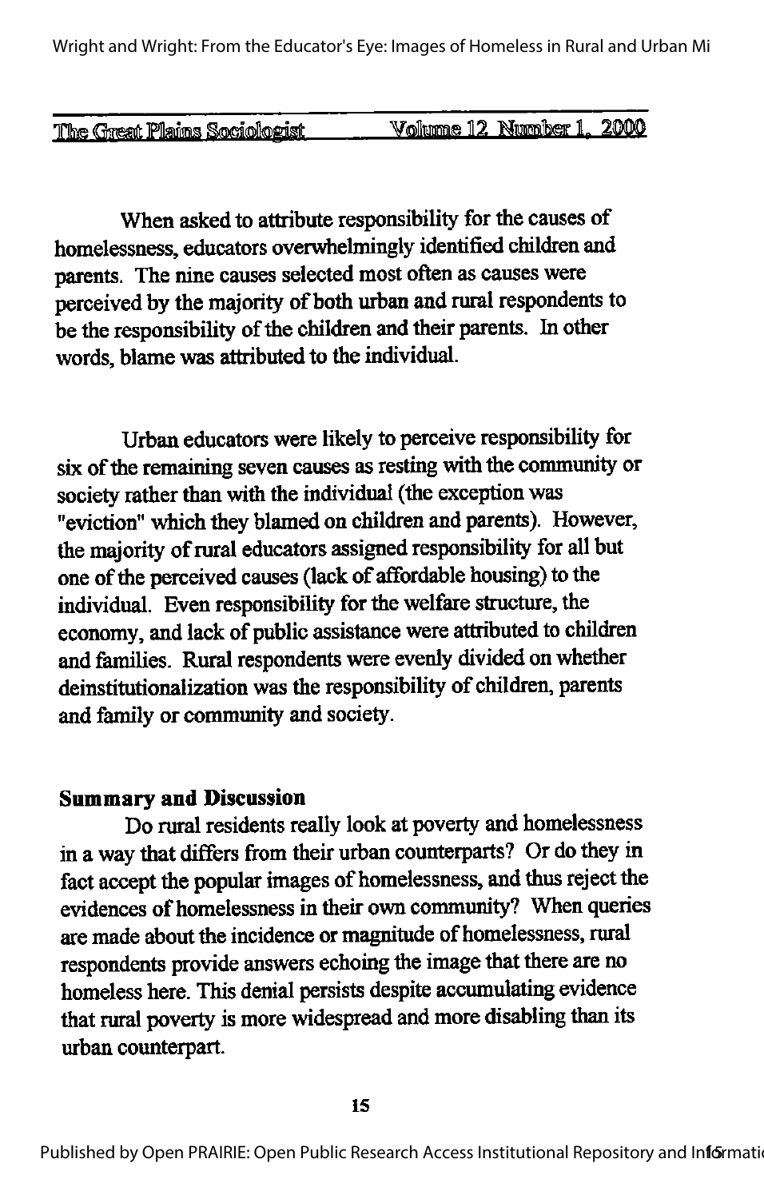When asked to attribute responsibility for the causes of homelessness, educators overwhelmingly identified children and parents. The nine causes selected most often as causes were perceived by the majority of both urban and rural respondents to be the responsibility of the children and their parents. In other words, blame was attributed to the individual.

Urban educators were likely to perceive responsibility for six of the remaining seven causes as resting with the community or society rather than with the individual (the exception was "eviction" which they blamed on children and parents). However, the majority of rural educators assigned responsibility for all but one of the perceived causes (lack of affordable housing) to the individual. Even responsibility for the welfare structure, the economy, and lack of public assistance were attributed to children and families. Rural respondents were evenly divided on whether deinstitutionalization was the responsibility of children, parents and family or community and society.

**Summary and Discussion**

Do rural residents really look at poverty and homelessness in a way that differs from their urban counterparts? Or do they in fact accept the popular images of homelessness, and thus reject the evidences of homelessness in their own community? When queries are made about the incidence or magnitude of homelessness, rural respondents provide answers echoing the image that there are no homeless here. This denial persists despite accumulating evidence that rural poverty is more widespread and more disabling than its urban counterpart.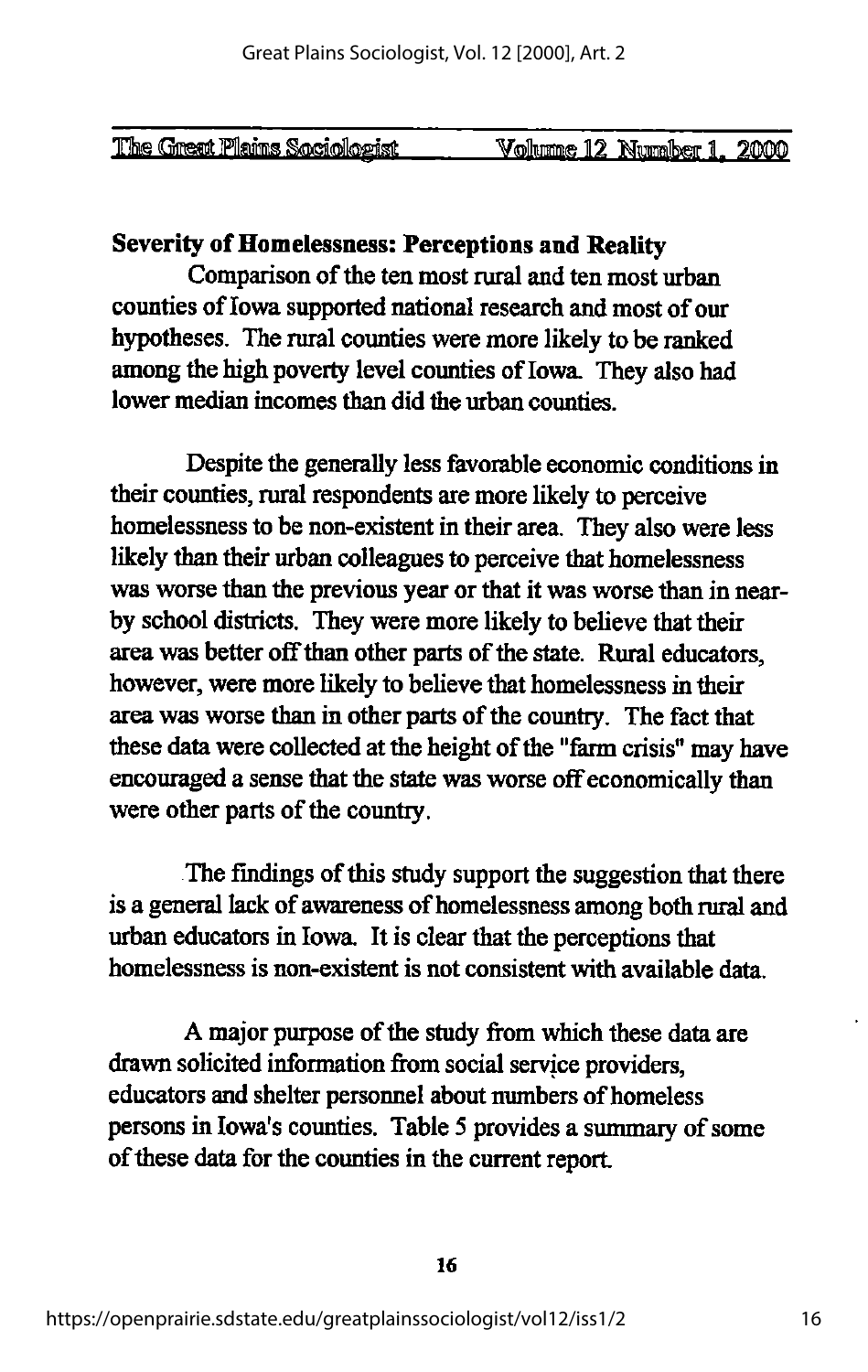**Severity of Homelessness: Perceptions and Reality**

Comparison of the ten most rural and ten most urban counties of Iowa supported national research and most of our hypotheses. The rural counties were more likely to be ranked among the high poverty level counties of Iowa. They also had lower median incomes than did the urban counties.

Despite the generally less favorable economic conditions in their counties, rural respondents are more likely to perceive homelessness to be non-existent in their area. They also were less likely than their urban colleagues to perceive that homelessness was worse than the previous year or that it was worse than in near-by school districts. They were more likely to believe that their area was better off than other parts of the state. Rural educators, however, were more likely to believe that homelessness in their area was worse than in other parts of the country. The fact that these data were collected at the height of the "farm crisis" may have encouraged a sense that the state was worse off economically than were other parts of the country.

The findings of this study support the suggestion that there is a general lack of awareness of homelessness among both rural and urban educators in Iowa. It is clear that the perceptions that homelessness is non-existent is not consistent with available data.

A major purpose of the study from which these data are drawn solicited information from social service providers, educators and shelter personnel about numbers of homeless persons in Iowa's counties. Table 5 provides a summary of some of these data for the counties in the current report.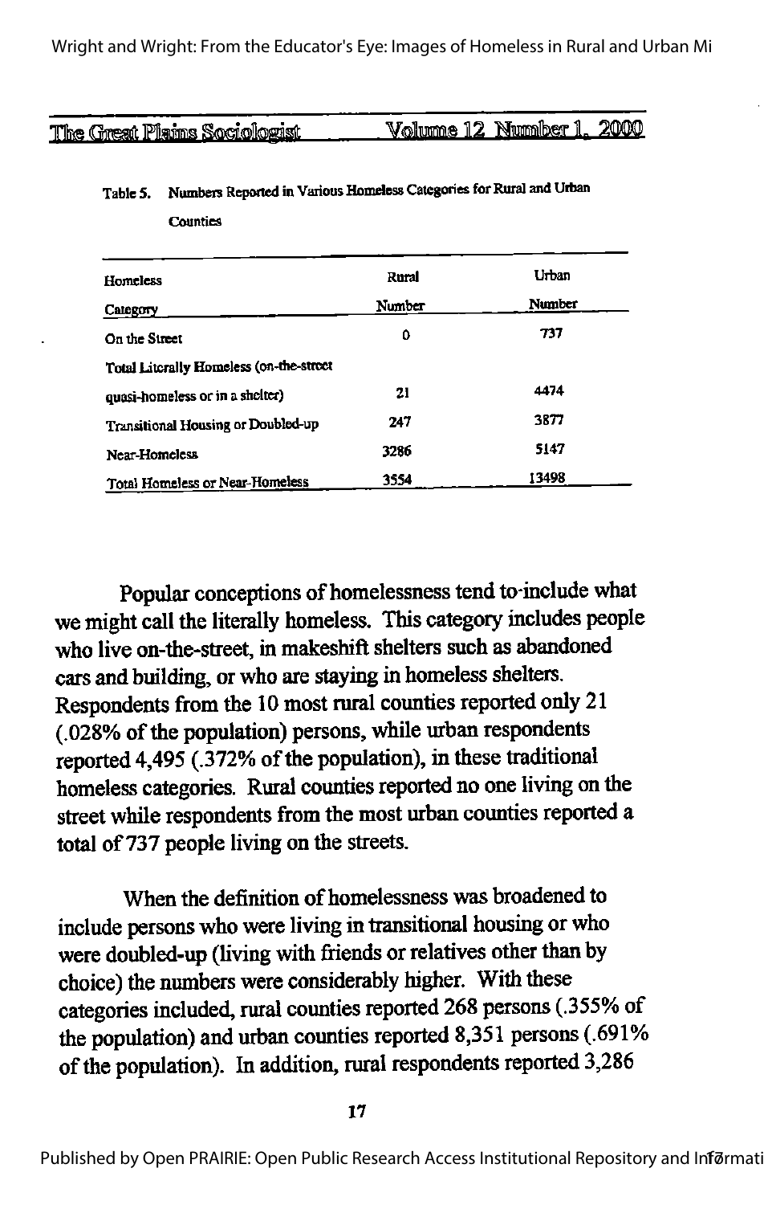Table 5. Numbers Reported in Various Homeless Categories for Rural and Urban Counties

| Homeless Category | Rural Number | Urban Number |
|---|---|---|
| On the Street | 0 | 737 |
| Total Literally Homeless (on-the-street quasi-homeless or in a shelter) | 21 | 4474 |
| Transitional Housing or Doubled-up | 247 | 3877 |
| Near-Homeless | 3286 | 5147 |
| Total Homeless or Near-Homeless | 3554 | 13498 |

Popular conceptions of homelessness tend to include what we might call the literally homeless. This category includes people who live on-the-street, in makeshift shelters such as abandoned cars and building, or who are staying in homeless shelters. Respondents from the 10 most rural counties reported only 21 (.028% of the population) persons, while urban respondents reported 4,495 (.372% of the population), in these traditional homeless categories. Rural counties reported no one living on the street while respondents from the most urban counties reported a total of 737 people living on the streets.

When the definition of homelessness was broadened to include persons who were living in transitional housing or who were doubled-up (living with friends or relatives other than by choice) the numbers were considerably higher. With these categories included, rural counties reported 268 persons (.355% of the population) and urban counties reported 8,351 persons (.691% of the population). In addition, rural respondents reported 3,286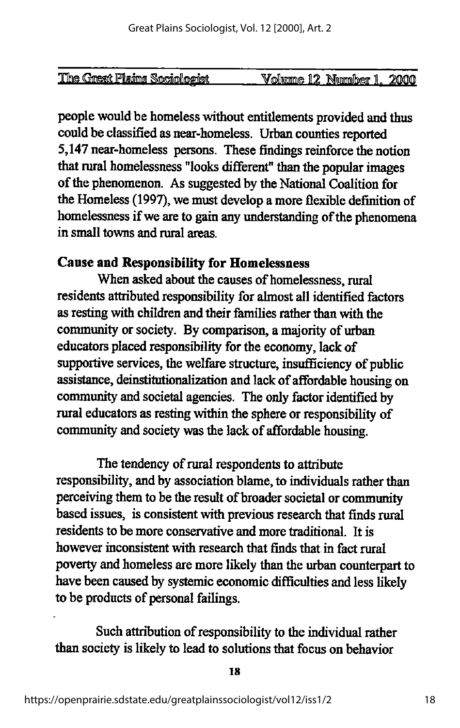people would be homeless without entitlements provided and thus could be classified as near-homeless. Urban counties reported 5,147 near-homeless persons. These findings reinforce the notion that rural homelessness "looks different" than the popular images of the phenomenon. As suggested by the National Coalition for the Homeless (1997), we must develop a more flexible definition of homelessness if we are to gain any understanding of the phenomena in small towns and rural areas.

## Cause and Responsibility for Homelessness

When asked about the causes of homelessness, rural residents attributed responsibility for almost all identified factors as resting with children and their families rather than with the community or society. By comparison, a majority of urban educators placed responsibility for the economy, lack of supportive services, the welfare structure, insufficiency of public assistance, deinstitutionalization and lack of affordable housing on community and societal agencies. The only factor identified by rural educators as resting within the sphere or responsibility of community and society was the lack of affordable housing.

The tendency of rural respondents to attribute responsibility, and by association blame, to individuals rather than perceiving them to be the result of broader societal or community based issues, is consistent with previous research that finds rural residents to be more conservative and more traditional. It is however inconsistent with research that finds that in fact rural poverty and homeless are more likely than the urban counterpart to have been caused by systemic economic difficulties and less likely to be products of personal failings.

Such attribution of responsibility to the individual rather than society is likely to lead to solutions that focus on behavior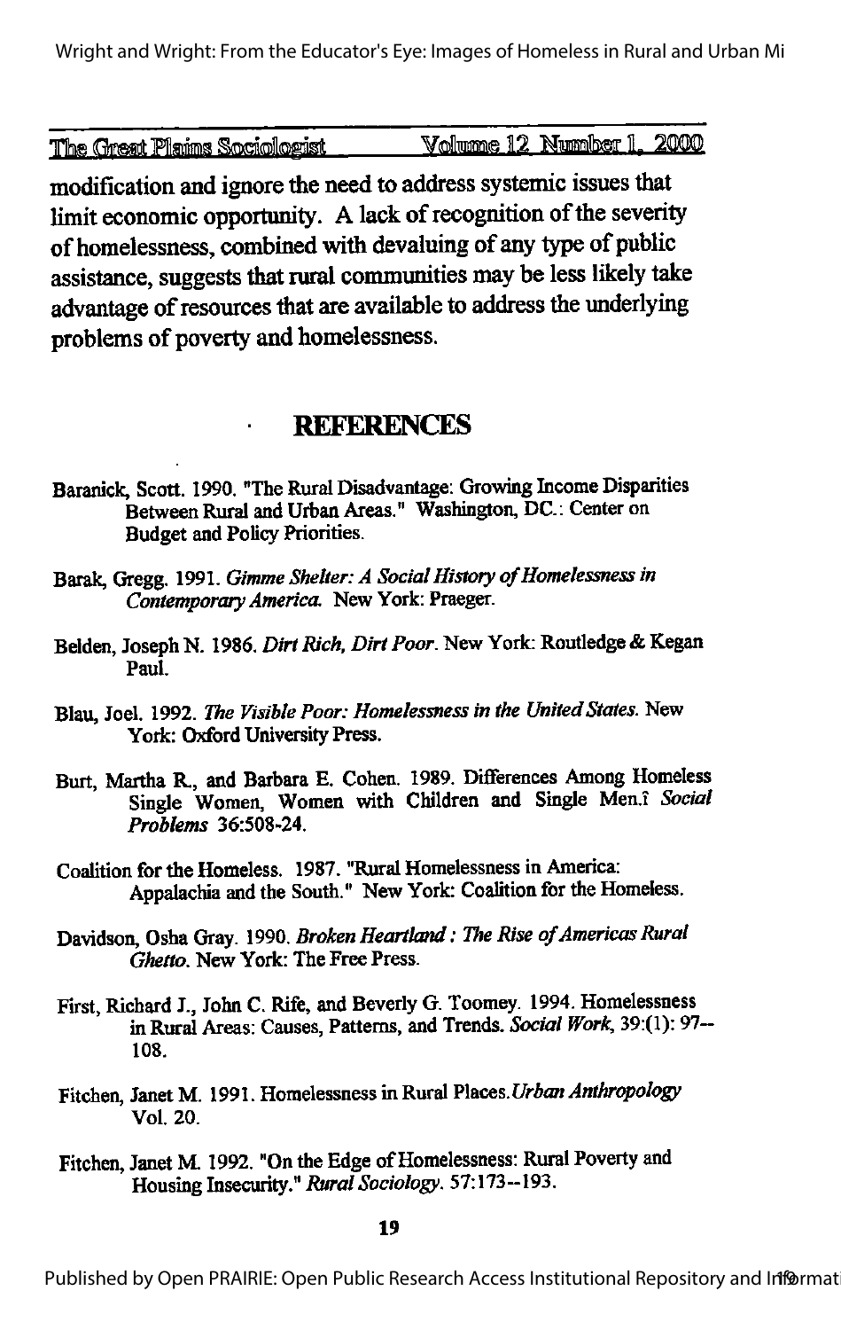modification and ignore the need to address systemic issues that limit economic opportunity. A lack of recognition of the severity of homelessness, combined with devaluing of any type of public assistance, suggests that rural communities may be less likely take advantage of resources that are available to address the underlying problems of poverty and homelessness.

## REFERENCES

Baranick, Scott. 1990. "The Rural Disadvantage: Growing Income Disparities Between Rural and Urban Areas." Washington, DC.: Center on Budget and Policy Priorities.

Barak, Gregg. 1991. *Gimme Shelter: A Social History of Homelessness in Contemporary America.* New York: Praeger.

Belden, Joseph N. 1986. *Dirt Rich, Dirt Poor.* New York: Routledge & Kegan Paul.

Blau, Joel. 1992. *The Visible Poor: Homelessness in the United States.* New York: Oxford University Press.

Burt, Martha R., and Barbara E. Cohen. 1989. Differences Among Homeless Single Women, Women with Children and Single Men.î *Social Problems* 36:508-24.

Coalition for the Homeless. 1987. "Rural Homelessness in America: Appalachia and the South." New York: Coalition for the Homeless.

Davidson, Osha Gray. 1990. *Broken Heartland : The Rise of Americas Rural Ghetto.* New York: The Free Press.

First, Richard J., John C. Rife, and Beverly G. Toomey. 1994. Homelessness in Rural Areas: Causes, Patterns, and Trends. *Social Work,* 39:(1): 97--108.

Fitchen, Janet M. 1991. Homelessness in Rural Places.*Urban Anthropology* Vol. 20.

Fitchen, Janet M. 1992. "On the Edge of Homelessness: Rural Poverty and Housing Insecurity." *Rural Sociology.* 57:173--193.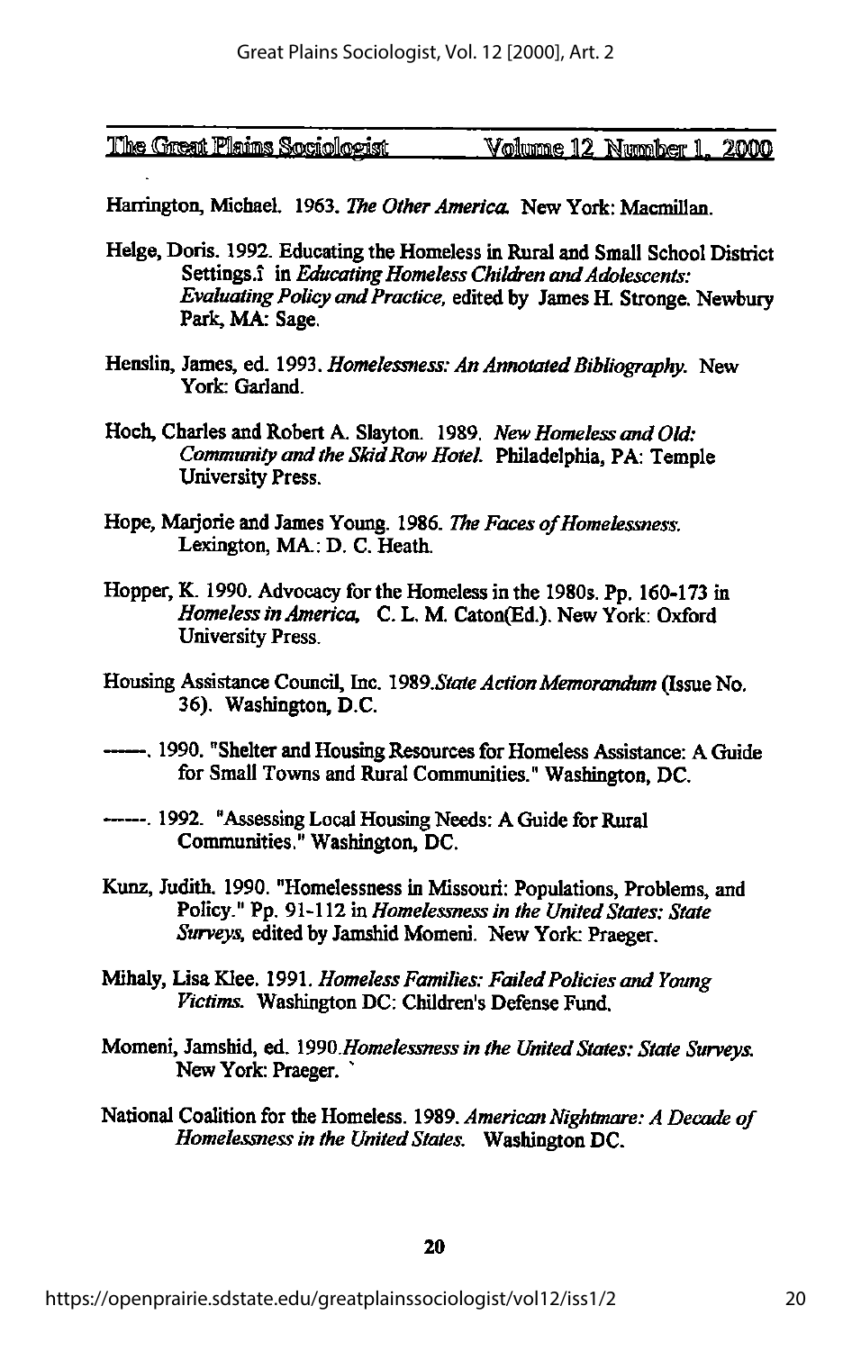Harrington, Michael. 1963. *The Other America.* New York: Macmillan.

Helge, Doris. 1992. Educating the Homeless in Rural and Small School District Settings.î in *Educating Homeless Children and Adolescents: Evaluating Policy and Practice,* edited by James H. Stronge. Newbury Park, MA: Sage.

Henslin, James, ed. 1993. *Homelessness: An Annotated Bibliography.* New York: Garland.

Hoch, Charles and Robert A. Slayton. 1989. *New Homeless and Old: Community and the Skid Row Hotel.* Philadelphia, PA: Temple University Press.

Hope, Marjorie and James Young. 1986. *The Faces of Homelessness.* Lexington, MA.: D. C. Heath.

Hopper, K. 1990. Advocacy for the Homeless in the 1980s. Pp. 160-173 in *Homeless in America,* C. L. M. Caton(Ed.). New York: Oxford University Press.

Housing Assistance Council, Inc. 1989.*State Action Memorandum* (Issue No. 36). Washington, D.C.

------. 1990. "Shelter and Housing Resources for Homeless Assistance: A Guide for Small Towns and Rural Communities." Washington, DC.

------. 1992. "Assessing Local Housing Needs: A Guide for Rural Communities." Washington, DC.

Kunz, Judith. 1990. "Homelessness in Missouri: Populations, Problems, and Policy." Pp. 91-112 in *Homelessness in the United States: State Surveys,* edited by Jamshid Momeni. New York: Praeger.

Mihaly, Lisa Klee. 1991. *Homeless Families: Failed Policies and Young Victims.* Washington DC: Children's Defense Fund.

Momeni, Jamshid, ed. 1990.*Homelessness in the United States: State Surveys.* New York: Praeger.

National Coalition for the Homeless. 1989. *American Nightmare: A Decade of Homelessness in the United States.* Washington DC.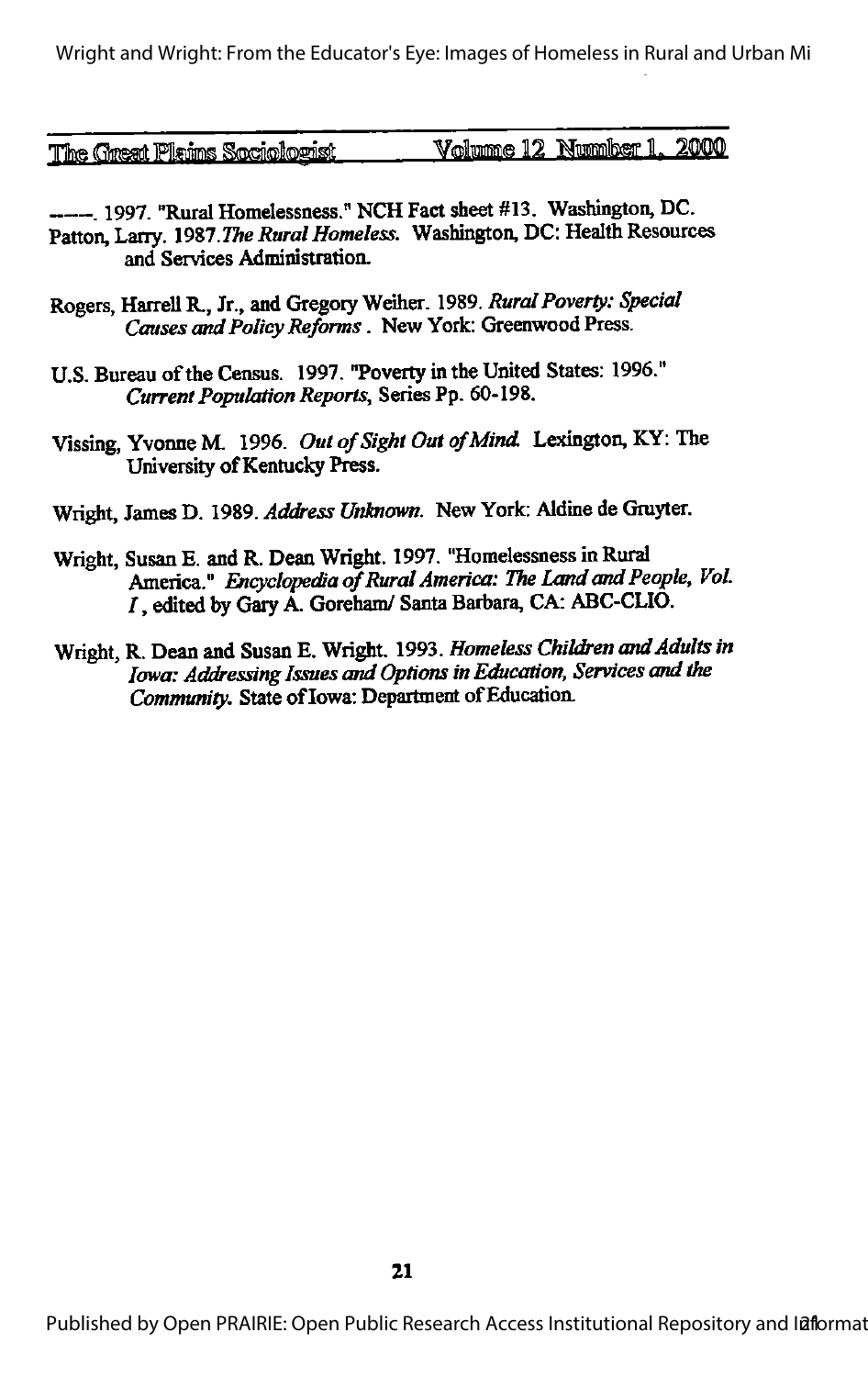------. 1997. "Rural Homelessness." NCH Fact sheet #13. Washington, DC.

Patton, Larry. 1987. *The Rural Homeless.* Washington, DC: Health Resources and Services Administration.

Rogers, Harrell R., Jr., and Gregory Weiher. 1989. *Rural Poverty: Special Causes and Policy Reforms*. New York: Greenwood Press.

U.S. Bureau of the Census. 1997. "Poverty in the United States: 1996." *Current Population Reports,* Series Pp. 60-198.

Vissing, Yvonne M. 1996. *Out of Sight Out of Mind.* Lexington, KY: The University of Kentucky Press.

Wright, James D. 1989. *Address Unknown.* New York: Aldine de Gruyter.

Wright, Susan E. and R. Dean Wright. 1997. "Homelessness in Rural America." *Encyclopedia of Rural America: The Land and People, Vol. I*, edited by Gary A. Goreham/ Santa Barbara, CA: ABC-CLIO.

Wright, R. Dean and Susan E. Wright. 1993. *Homeless Children and Adults in Iowa: Addressing Issues and Options in Education, Services and the Community.* State of Iowa: Department of Education.